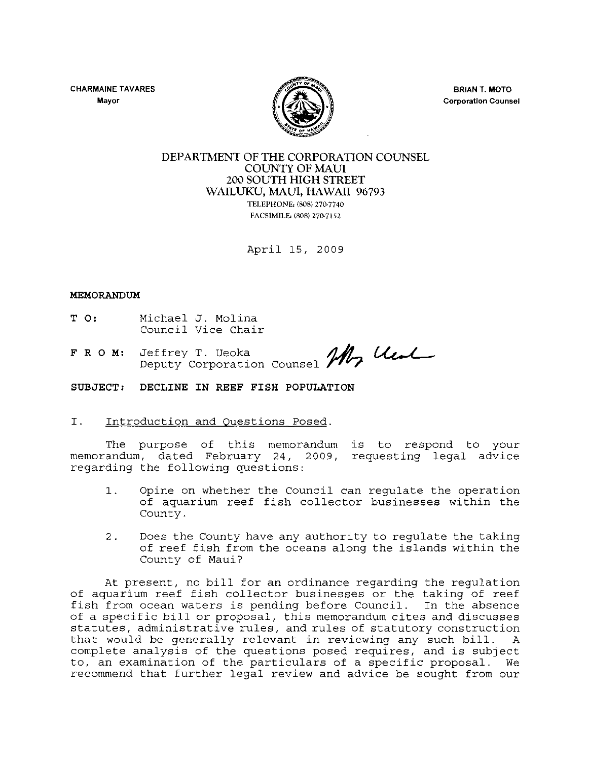CHARMAINE TAVARES
Mayor

BRIAN T. MOTO
Corporation Counsel

DEPARTMENT OF THE CORPORATION COUNSEL
COUNTY OF MAUI
200 SOUTH HIGH STREET
WAILUKU, MAUI, HAWAII 96793
TELEPHONE: (808) 270-7740
FACSIMILE: (808) 270-7152

April 15, 2009

**MEMORANDUM**

**T O:** Michael J. Molina
Council Vice Chair

**F R O M:** Jeffrey T. Ueoka
Deputy Corporation Counsel

**SUBJECT: DECLINE IN REEF FISH POPULATION**

I. Introduction and Questions Posed.

The purpose of this memorandum is to respond to your memorandum, dated February 24, 2009, requesting legal advice regarding the following questions:

1. Opine on whether the Council can regulate the operation of aquarium reef fish collector businesses within the County.

2. Does the County have any authority to regulate the taking of reef fish from the oceans along the islands within the County of Maui?

At present, no bill for an ordinance regarding the regulation of aquarium reef fish collector businesses or the taking of reef fish from ocean waters is pending before Council. In the absence of a specific bill or proposal, this memorandum cites and discusses statutes, administrative rules, and rules of statutory construction that would be generally relevant in reviewing any such bill. A complete analysis of the questions posed requires, and is subject to, an examination of the particulars of a specific proposal. We recommend that further legal review and advice be sought from our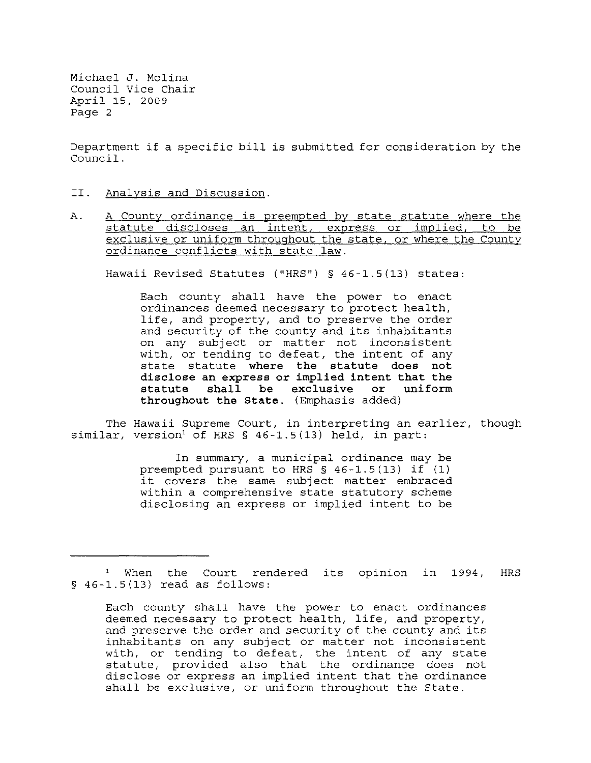Department if a specific bill is submitted for consideration by the Council.

II. Analysis and Discussion.

A. A County ordinance is preempted by state statute where the statute discloses an intent, express or implied, to be exclusive or uniform throughout the state, or where the County ordinance conflicts with state law.

Hawaii Revised Statutes ("HRS") § 46-1.5(13) states:

> Each county shall have the power to enact ordinances deemed necessary to protect health, life, and property, and to preserve the order and security of the county and its inhabitants on any subject or matter not inconsistent with, or tending to defeat, the intent of any state statute **where the statute does not disclose an express or implied intent that the statute shall be exclusive or uniform throughout the State.** (Emphasis added)

The Hawaii Supreme Court, in interpreting an earlier, though similar, version[1] of HRS § 46-1.5(13) held, in part:

> In summary, a municipal ordinance may be preempted pursuant to HRS § 46-1.5(13) if (1) it covers the same subject matter embraced within a comprehensive state statutory scheme disclosing an express or implied intent to be

---

[1] When the Court rendered its opinion in 1994, HRS § 46-1.5(13) read as follows:

> Each county shall have the power to enact ordinances deemed necessary to protect health, life, and property, and preserve the order and security of the county and its inhabitants on any subject or matter not inconsistent with, or tending to defeat, the intent of any state statute, provided also that the ordinance does not disclose or express an implied intent that the ordinance shall be exclusive, or uniform throughout the State.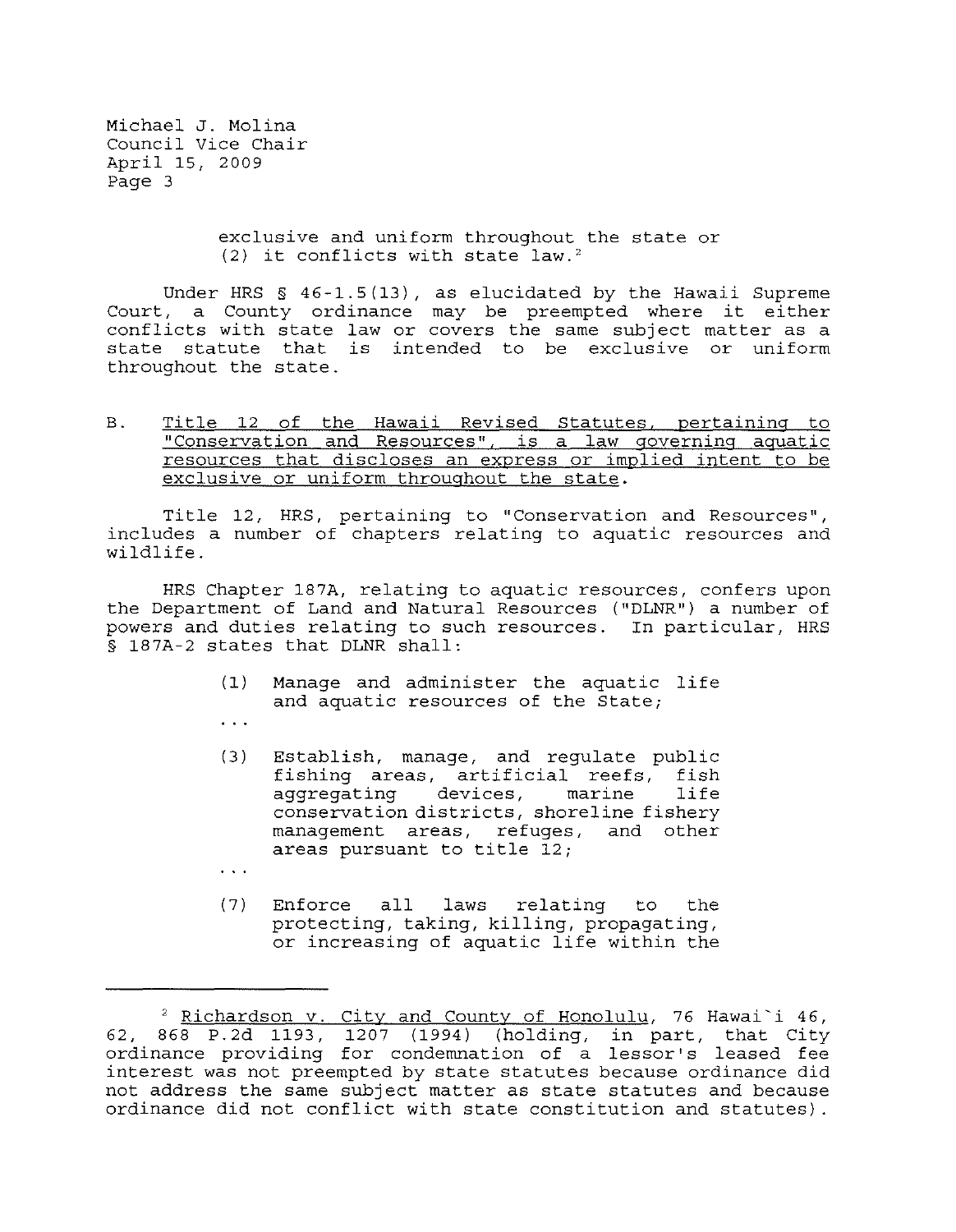exclusive and uniform throughout the state or (2) it conflicts with state law.[2]

Under HRS § 46-1.5(13), as elucidated by the Hawaii Supreme Court, a County ordinance may be preempted where it either conflicts with state law or covers the same subject matter as a state statute that is intended to be exclusive or uniform throughout the state.

B. Title 12 of the Hawaii Revised Statutes, pertaining to "Conservation and Resources", is a law governing aquatic resources that discloses an express or implied intent to be exclusive or uniform throughout the state.

Title 12, HRS, pertaining to "Conservation and Resources", includes a number of chapters relating to aquatic resources and wildlife.

HRS Chapter 187A, relating to aquatic resources, confers upon the Department of Land and Natural Resources ("DLNR") a number of powers and duties relating to such resources. In particular, HRS § 187A-2 states that DLNR shall:

> (1) Manage and administer the aquatic life and aquatic resources of the State;
>
> ...
>
> (3) Establish, manage, and regulate public fishing areas, artificial reefs, fish aggregating devices, marine life conservation districts, shoreline fishery management areas, refuges, and other areas pursuant to title 12;
>
> ...
>
> (7) Enforce all laws relating to the protecting, taking, killing, propagating, or increasing of aquatic life within the

---

[2] Richardson v. City and County of Honolulu, 76 Hawai`i 46, 62, 868 P.2d 1193, 1207 (1994) (holding, in part, that City ordinance providing for condemnation of a lessor's leased fee interest was not preempted by state statutes because ordinance did not address the same subject matter as state statutes and because ordinance did not conflict with state constitution and statutes).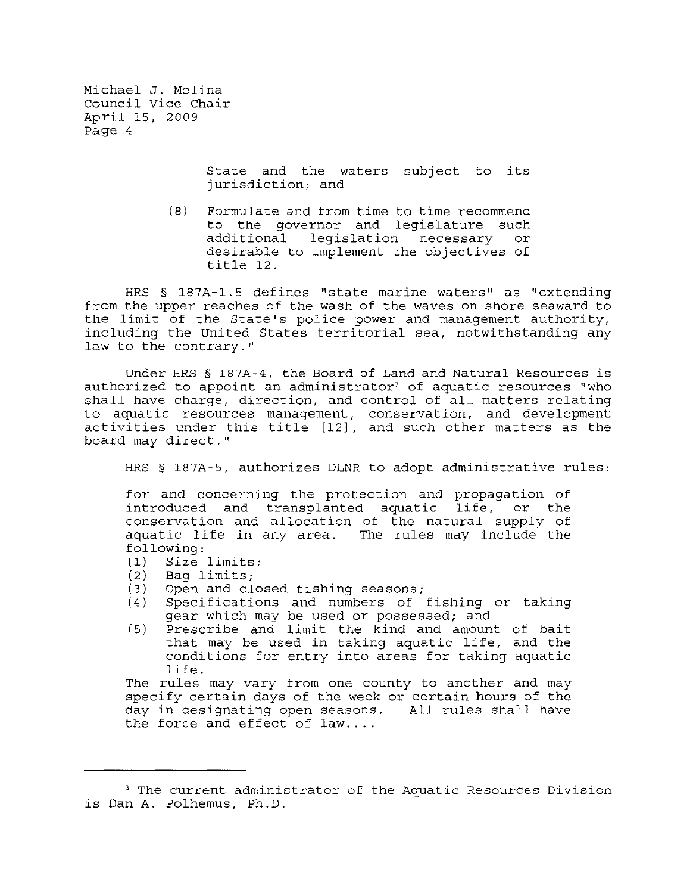> State and the waters subject to its jurisdiction; and
>
> (8) Formulate and from time to time recommend to the governor and legislature such additional legislation necessary or desirable to implement the objectives of title 12.

HRS § 187A-1.5 defines "state marine waters" as "extending from the upper reaches of the wash of the waves on shore seaward to the limit of the State's police power and management authority, including the United States territorial sea, notwithstanding any law to the contrary."

Under HRS § 187A-4, the Board of Land and Natural Resources is authorized to appoint an administrator[3] of aquatic resources "who shall have charge, direction, and control of all matters relating to aquatic resources management, conservation, and development activities under this title [12], and such other matters as the board may direct."

HRS § 187A-5, authorizes DLNR to adopt administrative rules:

> for and concerning the protection and propagation of introduced and transplanted aquatic life, or the conservation and allocation of the natural supply of aquatic life in any area. The rules may include the following:
> (1) Size limits;
> (2) Bag limits;
> (3) Open and closed fishing seasons;
> (4) Specifications and numbers of fishing or taking gear which may be used or possessed; and
> (5) Prescribe and limit the kind and amount of bait that may be used in taking aquatic life, and the conditions for entry into areas for taking aquatic life.
>
> The rules may vary from one county to another and may specify certain days of the week or certain hours of the day in designating open seasons. All rules shall have the force and effect of law....

---

[3] The current administrator of the Aquatic Resources Division is Dan A. Polhemus, Ph.D.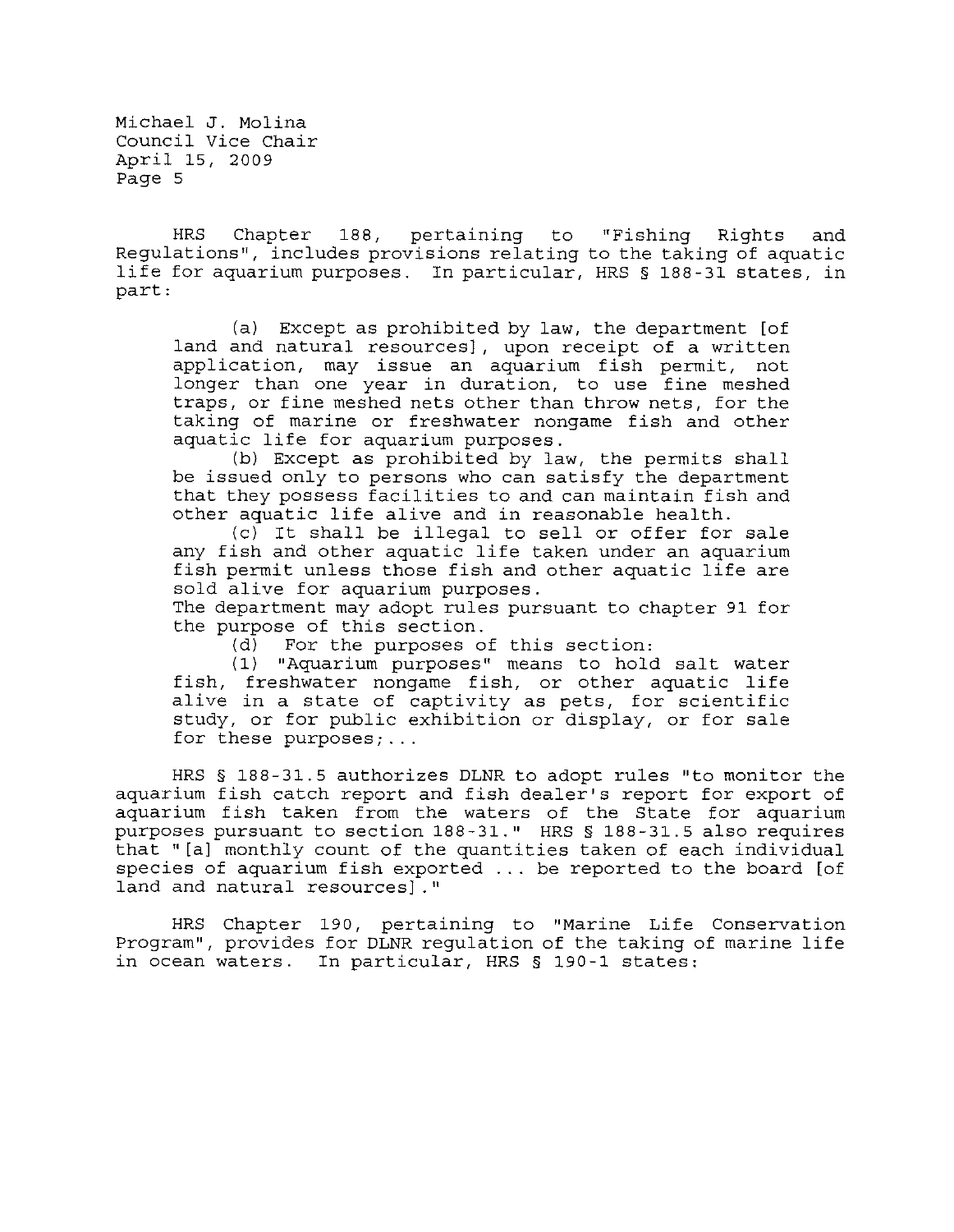HRS Chapter 188, pertaining to "Fishing Rights and Regulations", includes provisions relating to the taking of aquatic life for aquarium purposes. In particular, HRS § 188-31 states, in part:

> (a) Except as prohibited by law, the department [of land and natural resources], upon receipt of a written application, may issue an aquarium fish permit, not longer than one year in duration, to use fine meshed traps, or fine meshed nets other than throw nets, for the taking of marine or freshwater nongame fish and other aquatic life for aquarium purposes.
>
> (b) Except as prohibited by law, the permits shall be issued only to persons who can satisfy the department that they possess facilities to and can maintain fish and other aquatic life alive and in reasonable health.
>
> (c) It shall be illegal to sell or offer for sale any fish and other aquatic life taken under an aquarium fish permit unless those fish and other aquatic life are sold alive for aquarium purposes.
>
> The department may adopt rules pursuant to chapter 91 for the purpose of this section.
>
> (d) For the purposes of this section:
>
> (1) "Aquarium purposes" means to hold salt water fish, freshwater nongame fish, or other aquatic life alive in a state of captivity as pets, for scientific study, or for public exhibition or display, or for sale for these purposes;...

HRS § 188-31.5 authorizes DLNR to adopt rules "to monitor the aquarium fish catch report and fish dealer's report for export of aquarium fish taken from the waters of the State for aquarium purposes pursuant to section 188-31." HRS § 188-31.5 also requires that "[a] monthly count of the quantities taken of each individual species of aquarium fish exported ... be reported to the board [of land and natural resources]."

HRS Chapter 190, pertaining to "Marine Life Conservation Program", provides for DLNR regulation of the taking of marine life in ocean waters. In particular, HRS § 190-1 states: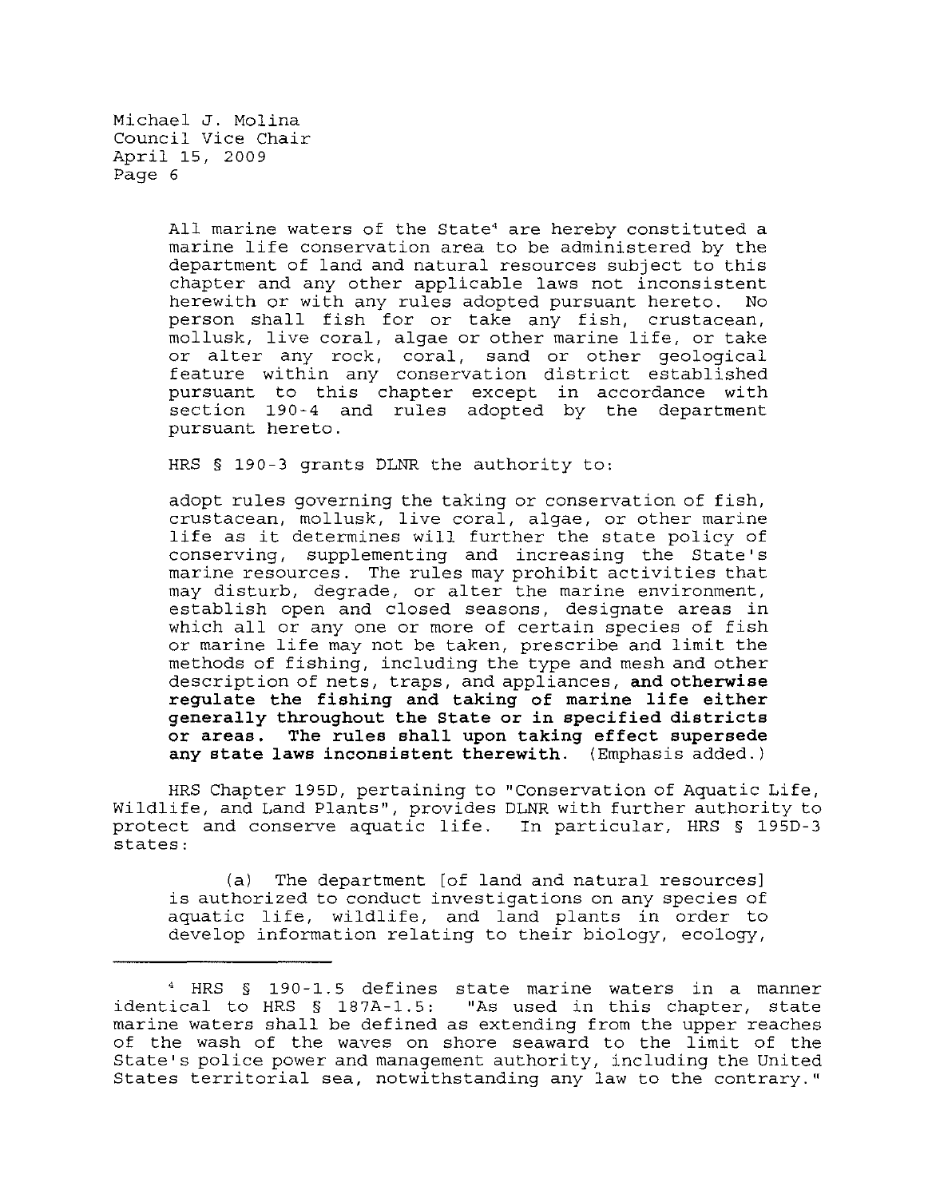> All marine waters of the State[4] are hereby constituted a marine life conservation area to be administered by the department of land and natural resources subject to this chapter and any other applicable laws not inconsistent herewith or with any rules adopted pursuant hereto. No person shall fish for or take any fish, crustacean, mollusk, live coral, algae or other marine life, or take or alter any rock, coral, sand or other geological feature within any conservation district established pursuant to this chapter except in accordance with section 190-4 and rules adopted by the department pursuant hereto.

HRS § 190-3 grants DLNR the authority to:

> adopt rules governing the taking or conservation of fish, crustacean, mollusk, live coral, algae, or other marine life as it determines will further the state policy of conserving, supplementing and increasing the State's marine resources. The rules may prohibit activities that may disturb, degrade, or alter the marine environment, establish open and closed seasons, designate areas in which all or any one or more of certain species of fish or marine life may not be taken, prescribe and limit the methods of fishing, including the type and mesh and other description of nets, traps, and appliances, **and otherwise regulate the fishing and taking of marine life either generally throughout the State or in specified districts or areas. The rules shall upon taking effect supersede any state laws inconsistent therewith.** (Emphasis added.)

HRS Chapter 195D, pertaining to "Conservation of Aquatic Life, Wildlife, and Land Plants", provides DLNR with further authority to protect and conserve aquatic life. In particular, HRS § 195D-3 states:

> (a) The department [of land and natural resources] is authorized to conduct investigations on any species of aquatic life, wildlife, and land plants in order to develop information relating to their biology, ecology,

---

[4] HRS § 190-1.5 defines state marine waters in a manner identical to HRS § 187A-1.5: "As used in this chapter, state marine waters shall be defined as extending from the upper reaches of the wash of the waves on shore seaward to the limit of the State's police power and management authority, including the United States territorial sea, notwithstanding any law to the contrary."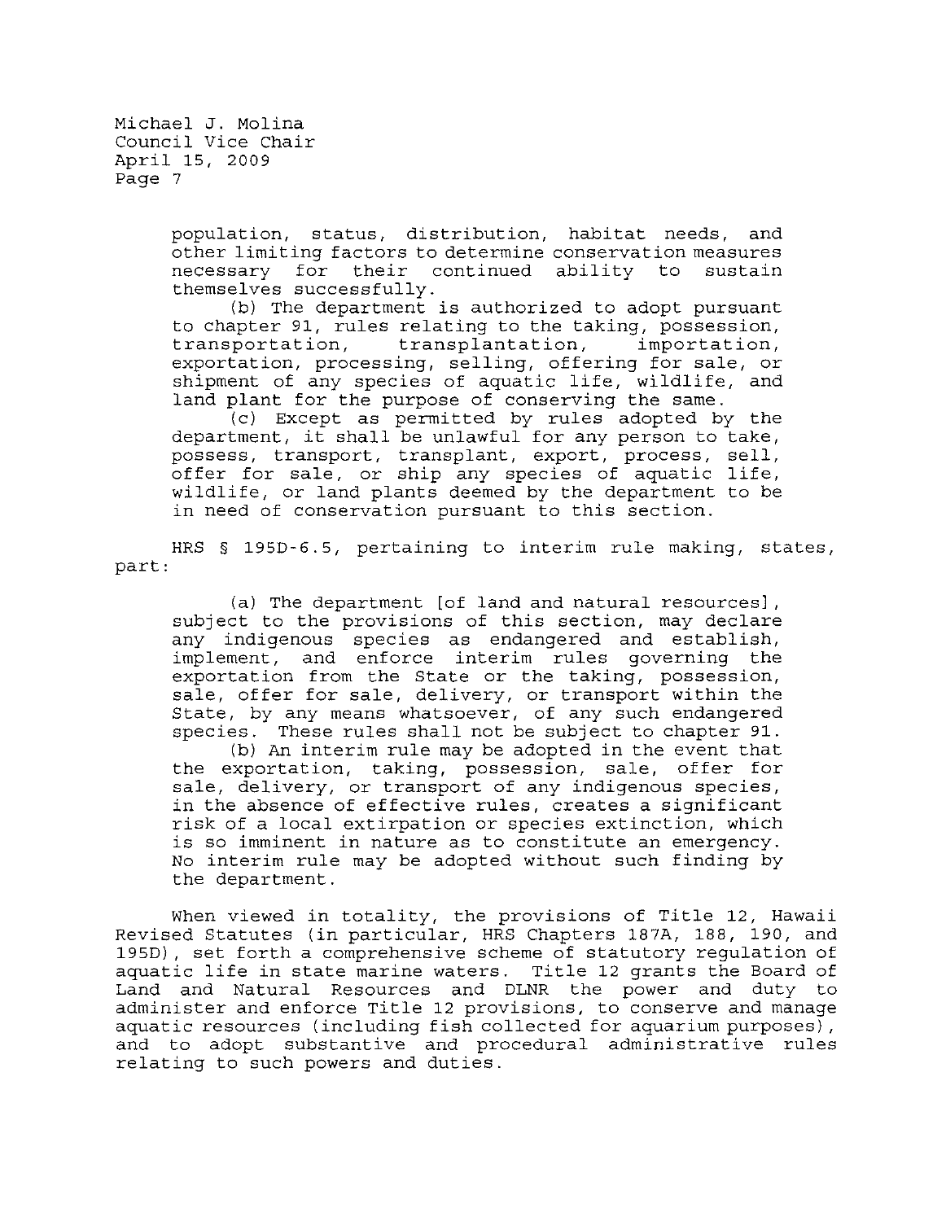population, status, distribution, habitat needs, and other limiting factors to determine conservation measures necessary for their continued ability to sustain themselves successfully.

> (b) The department is authorized to adopt pursuant to chapter 91, rules relating to the taking, possession, transportation, transplantation, importation, exportation, processing, selling, offering for sale, or shipment of any species of aquatic life, wildlife, and land plant for the purpose of conserving the same.
>
> (c) Except as permitted by rules adopted by the department, it shall be unlawful for any person to take, possess, transport, transplant, export, process, sell, offer for sale, or ship any species of aquatic life, wildlife, or land plants deemed by the department to be in need of conservation pursuant to this section.

HRS § 195D-6.5, pertaining to interim rule making, states, part:

> (a) The department [of land and natural resources], subject to the provisions of this section, may declare any indigenous species as endangered and establish, implement, and enforce interim rules governing the exportation from the State or the taking, possession, sale, offer for sale, delivery, or transport within the State, by any means whatsoever, of any such endangered species. These rules shall not be subject to chapter 91.
>
> (b) An interim rule may be adopted in the event that the exportation, taking, possession, sale, offer for sale, delivery, or transport of any indigenous species, in the absence of effective rules, creates a significant risk of a local extirpation or species extinction, which is so imminent in nature as to constitute an emergency. No interim rule may be adopted without such finding by the department.

When viewed in totality, the provisions of Title 12, Hawaii Revised Statutes (in particular, HRS Chapters 187A, 188, 190, and 195D), set forth a comprehensive scheme of statutory regulation of aquatic life in state marine waters. Title 12 grants the Board of Land and Natural Resources and DLNR the power and duty to administer and enforce Title 12 provisions, to conserve and manage aquatic resources (including fish collected for aquarium purposes), and to adopt substantive and procedural administrative rules relating to such powers and duties.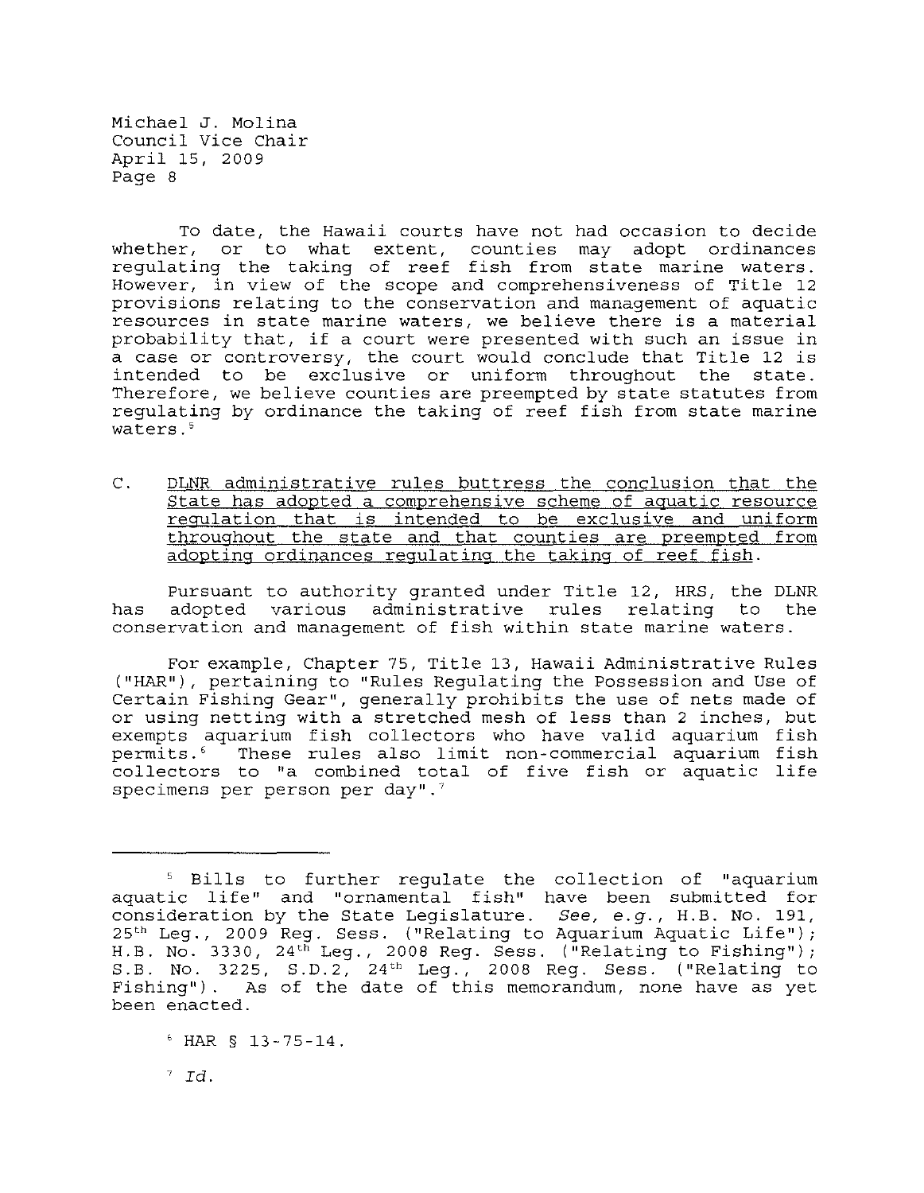To date, the Hawaii courts have not had occasion to decide whether, or to what extent, counties may adopt ordinances regulating the taking of reef fish from state marine waters. However, in view of the scope and comprehensiveness of Title 12 provisions relating to the conservation and management of aquatic resources in state marine waters, we believe there is a material probability that, if a court were presented with such an issue in a case or controversy, the court would conclude that Title 12 is intended to be exclusive or uniform throughout the state. Therefore, we believe counties are preempted by state statutes from regulating by ordinance the taking of reef fish from state marine waters.[5]

C. DLNR administrative rules buttress the conclusion that the State has adopted a comprehensive scheme of aquatic resource regulation that is intended to be exclusive and uniform throughout the state and that counties are preempted from adopting ordinances regulating the taking of reef fish.

Pursuant to authority granted under Title 12, HRS, the DLNR has adopted various administrative rules relating to the conservation and management of fish within state marine waters.

For example, Chapter 75, Title 13, Hawaii Administrative Rules ("HAR"), pertaining to "Rules Regulating the Possession and Use of Certain Fishing Gear", generally prohibits the use of nets made of or using netting with a stretched mesh of less than 2 inches, but exempts aquarium fish collectors who have valid aquarium fish permits.[6] These rules also limit non-commercial aquarium fish collectors to "a combined total of five fish or aquatic life specimens per person per day".[7]

---

[5] Bills to further regulate the collection of "aquarium aquatic life" and "ornamental fish" have been submitted for consideration by the State Legislature. *See, e.g.*, H.B. No. 191, 25th Leg., 2009 Reg. Sess. ("Relating to Aquarium Aquatic Life"); H.B. No. 3330, 24th Leg., 2008 Reg. Sess. ("Relating to Fishing"); S.B. No. 3225, S.D.2, 24th Leg., 2008 Reg. Sess. ("Relating to Fishing"). As of the date of this memorandum, none have as yet been enacted.

[6] HAR § 13-75-14.

[7] *Id.*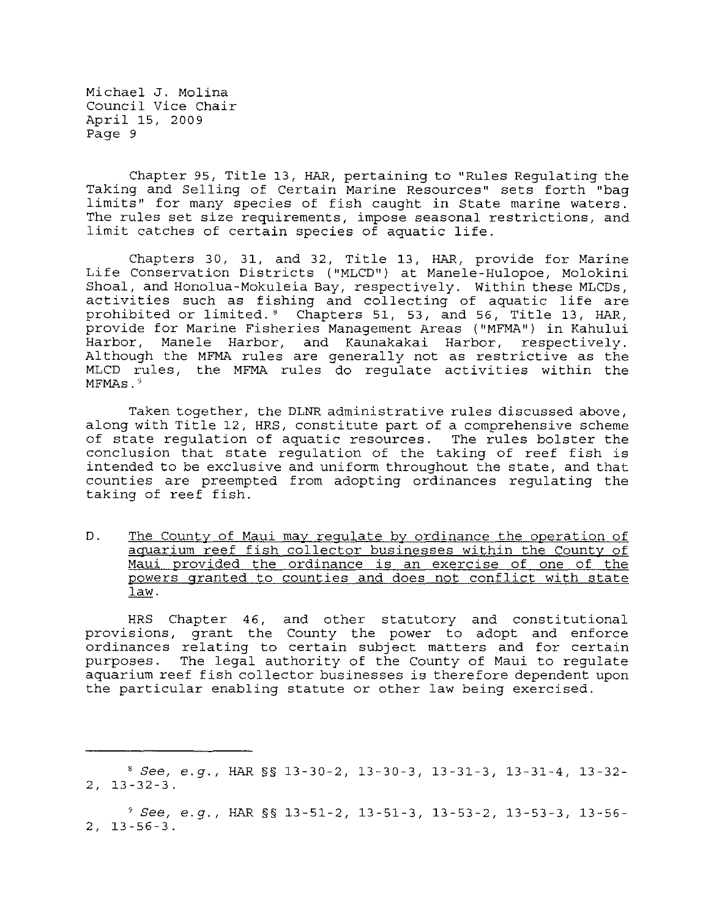Chapter 95, Title 13, HAR, pertaining to "Rules Regulating the Taking and Selling of Certain Marine Resources" sets forth "bag limits" for many species of fish caught in State marine waters. The rules set size requirements, impose seasonal restrictions, and limit catches of certain species of aquatic life.

Chapters 30, 31, and 32, Title 13, HAR, provide for Marine Life Conservation Districts ("MLCD") at Manele-Hulopoe, Molokini Shoal, and Honolua-Mokuleia Bay, respectively. Within these MLCDs, activities such as fishing and collecting of aquatic life are prohibited or limited.[8] Chapters 51, 53, and 56, Title 13, HAR, provide for Marine Fisheries Management Areas ("MFMA") in Kahului Harbor, Manele Harbor, and Kaunakakai Harbor, respectively. Although the MFMA rules are generally not as restrictive as the MLCD rules, the MFMA rules do regulate activities within the MFMAs.[9]

Taken together, the DLNR administrative rules discussed above, along with Title 12, HRS, constitute part of a comprehensive scheme of state regulation of aquatic resources. The rules bolster the conclusion that state regulation of the taking of reef fish is intended to be exclusive and uniform throughout the state, and that counties are preempted from adopting ordinances regulating the taking of reef fish.

D. <u>The County of Maui may regulate by ordinance the operation of aquarium reef fish collector businesses within the County of Maui provided the ordinance is an exercise of one of the powers granted to counties and does not conflict with state law</u>.

HRS Chapter 46, and other statutory and constitutional provisions, grant the County the power to adopt and enforce ordinances relating to certain subject matters and for certain purposes. The legal authority of the County of Maui to regulate aquarium reef fish collector businesses is therefore dependent upon the particular enabling statute or other law being exercised.

---

[8] *See, e.g.*, HAR §§ 13-30-2, 13-30-3, 13-31-3, 13-31-4, 13-32-2, 13-32-3.

[9] *See, e.g.*, HAR §§ 13-51-2, 13-51-3, 13-53-2, 13-53-3, 13-56-2, 13-56-3.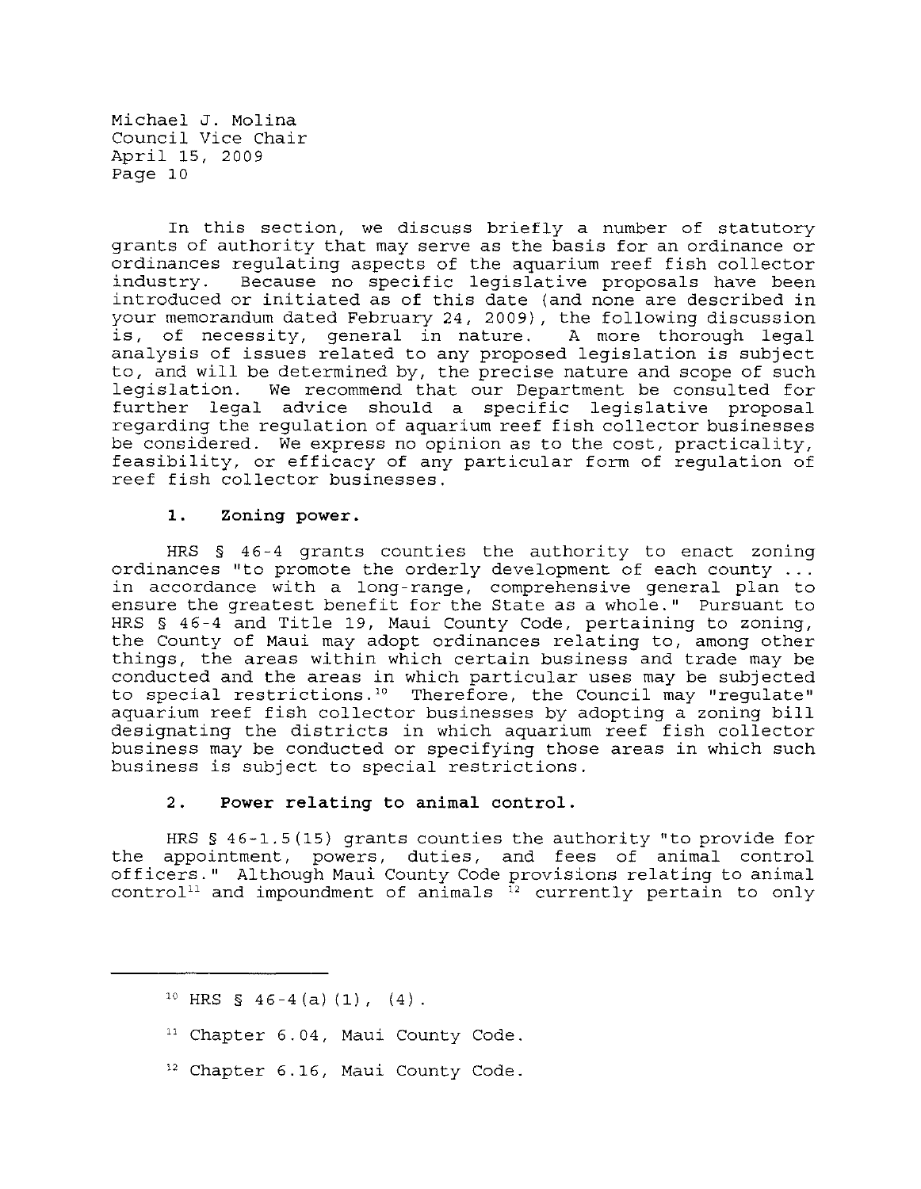In this section, we discuss briefly a number of statutory grants of authority that may serve as the basis for an ordinance or ordinances regulating aspects of the aquarium reef fish collector industry. Because no specific legislative proposals have been introduced or initiated as of this date (and none are described in your memorandum dated February 24, 2009), the following discussion is, of necessity, general in nature. A more thorough legal analysis of issues related to any proposed legislation is subject to, and will be determined by, the precise nature and scope of such legislation. We recommend that our Department be consulted for further legal advice should a specific legislative proposal regarding the regulation of aquarium reef fish collector businesses be considered. We express no opinion as to the cost, practicality, feasibility, or efficacy of any particular form of regulation of reef fish collector businesses.

**1. Zoning power.**

HRS § 46-4 grants counties the authority to enact zoning ordinances "to promote the orderly development of each county ... in accordance with a long-range, comprehensive general plan to ensure the greatest benefit for the State as a whole." Pursuant to HRS § 46-4 and Title 19, Maui County Code, pertaining to zoning, the County of Maui may adopt ordinances relating to, among other things, the areas within which certain business and trade may be conducted and the areas in which particular uses may be subjected to special restrictions.[10] Therefore, the Council may "regulate" aquarium reef fish collector businesses by adopting a zoning bill designating the districts in which aquarium reef fish collector business may be conducted or specifying those areas in which such business is subject to special restrictions.

**2. Power relating to animal control.**

HRS § 46-1.5(15) grants counties the authority "to provide for the appointment, powers, duties, and fees of animal control officers." Although Maui County Code provisions relating to animal control[11] and impoundment of animals [12] currently pertain to only

---

[10] HRS § 46-4(a)(1), (4).

[11] Chapter 6.04, Maui County Code.

[12] Chapter 6.16, Maui County Code.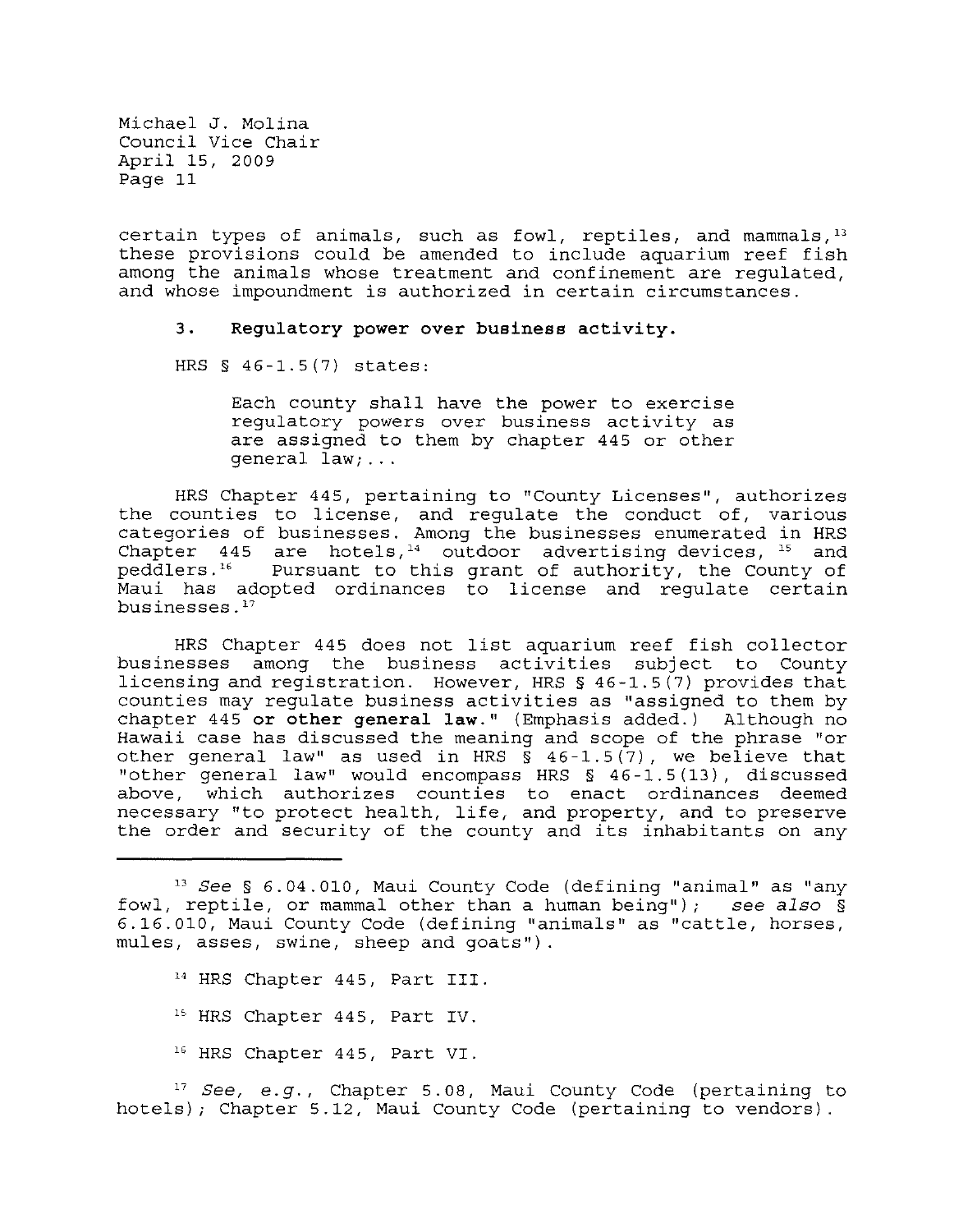certain types of animals, such as fowl, reptiles, and mammals,[13] these provisions could be amended to include aquarium reef fish among the animals whose treatment and confinement are regulated, and whose impoundment is authorized in certain circumstances.

### 3. Regulatory power over business activity.

HRS § 46-1.5(7) states:

> Each county shall have the power to exercise regulatory powers over business activity as are assigned to them by chapter 445 or other general law;...

HRS Chapter 445, pertaining to "County Licenses", authorizes the counties to license, and regulate the conduct of, various categories of businesses. Among the businesses enumerated in HRS Chapter 445 are hotels,[14] outdoor advertising devices, [15] and peddlers.[16] Pursuant to this grant of authority, the County of Maui has adopted ordinances to license and regulate certain businesses.[17]

HRS Chapter 445 does not list aquarium reef fish collector businesses among the business activities subject to County licensing and registration. However, HRS § 46-1.5(7) provides that counties may regulate business activities as "assigned to them by chapter 445 **or other general law.**" (Emphasis added.) Although no Hawaii case has discussed the meaning and scope of the phrase "or other general law" as used in HRS § 46-1.5(7), we believe that "other general law" would encompass HRS § 46-1.5(13), discussed above, which authorizes counties to enact ordinances deemed necessary "to protect health, life, and property, and to preserve the order and security of the county and its inhabitants on any

---

[13] *See* § 6.04.010, Maui County Code (defining "animal" as "any fowl, reptile, or mammal other than a human being"); *see also* § 6.16.010, Maui County Code (defining "animals" as "cattle, horses, mules, asses, swine, sheep and goats").

[14] HRS Chapter 445, Part III.

[15] HRS Chapter 445, Part IV.

[16] HRS Chapter 445, Part VI.

[17] *See, e.g.*, Chapter 5.08, Maui County Code (pertaining to hotels); Chapter 5.12, Maui County Code (pertaining to vendors).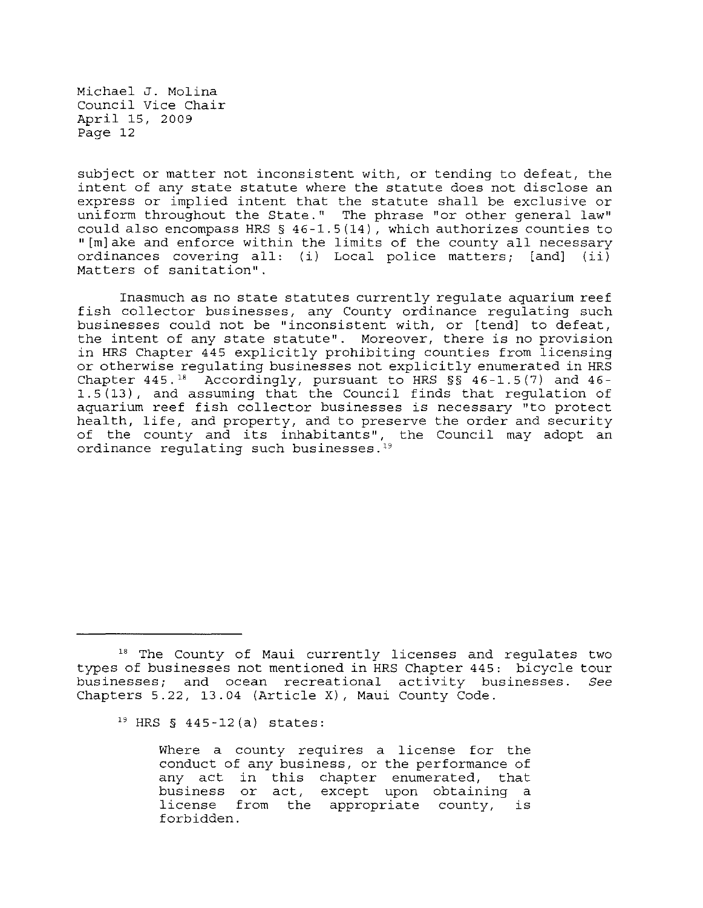subject or matter not inconsistent with, or tending to defeat, the intent of any state statute where the statute does not disclose an express or implied intent that the statute shall be exclusive or uniform throughout the State." The phrase "or other general law" could also encompass HRS § 46-1.5(14), which authorizes counties to "[m]ake and enforce within the limits of the county all necessary ordinances covering all: (i) Local police matters; [and] (ii) Matters of sanitation".

Inasmuch as no state statutes currently regulate aquarium reef fish collector businesses, any County ordinance regulating such businesses could not be "inconsistent with, or [tend] to defeat, the intent of any state statute". Moreover, there is no provision in HRS Chapter 445 explicitly prohibiting counties from licensing or otherwise regulating businesses not explicitly enumerated in HRS Chapter 445.[18] Accordingly, pursuant to HRS §§ 46-1.5(7) and 46-1.5(13), and assuming that the Council finds that regulation of aquarium reef fish collector businesses is necessary "to protect health, life, and property, and to preserve the order and security of the county and its inhabitants", the Council may adopt an ordinance regulating such businesses.[19]

---

[18] The County of Maui currently licenses and regulates two types of businesses not mentioned in HRS Chapter 445: bicycle tour businesses; and ocean recreational activity businesses. *See* Chapters 5.22, 13.04 (Article X), Maui County Code.

[19] HRS § 445-12(a) states:

> Where a county requires a license for the conduct of any business, or the performance of any act in this chapter enumerated, that business or act, except upon obtaining a license from the appropriate county, is forbidden.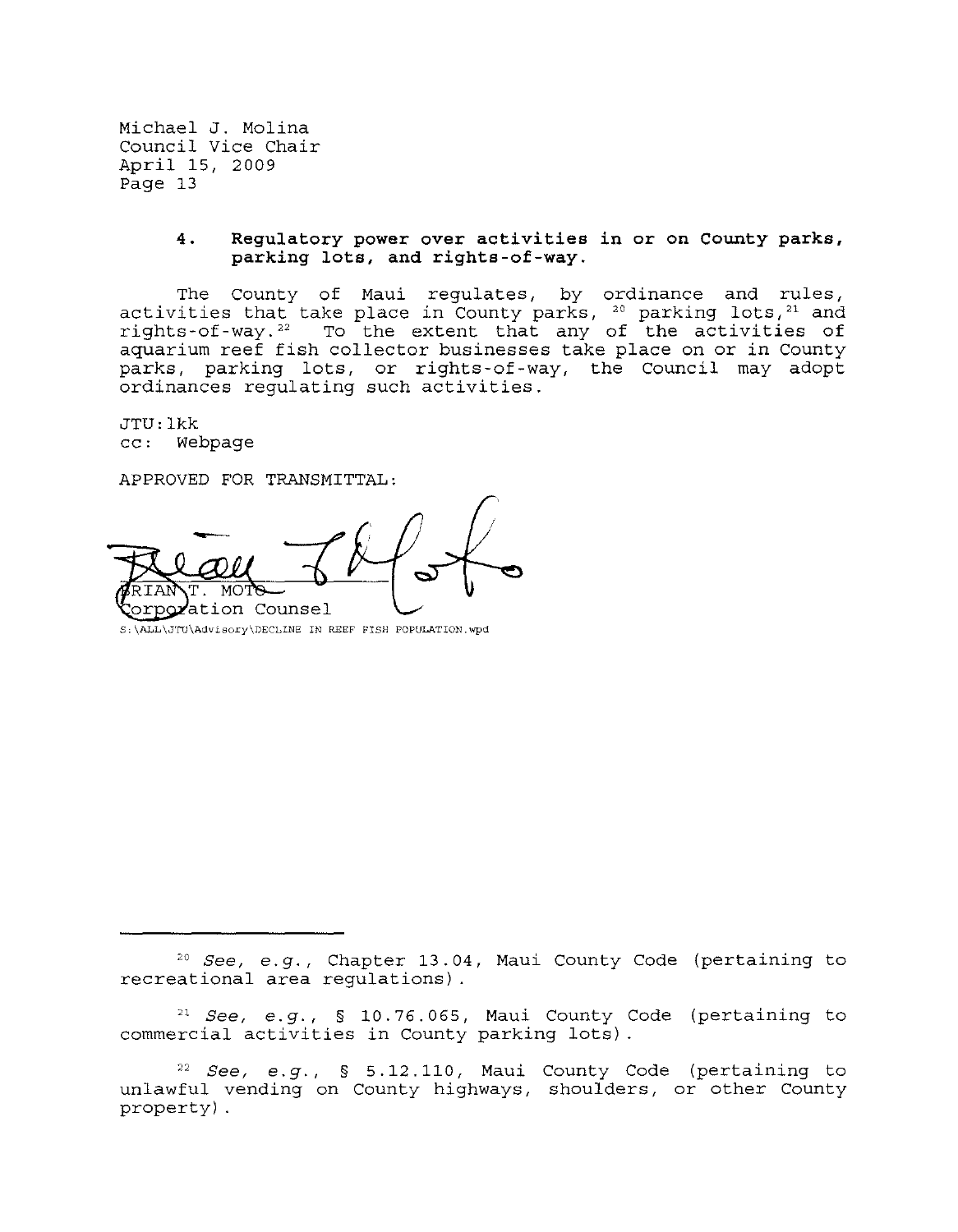Michael J. Molina
Council Vice Chair
April 15, 2009
Page 13

**4. Regulatory power over activities in or on County parks, parking lots, and rights-of-way.**

The County of Maui regulates, by ordinance and rules, activities that take place in County parks, [20] parking lots, [21] and rights-of-way. [22] To the extent that any of the activities of aquarium reef fish collector businesses take place on or in County parks, parking lots, or rights-of-way, the Council may adopt ordinances regulating such activities.

JTU:lkk
cc: Webpage

APPROVED FOR TRANSMITTAL:

BRIAN T. MOTO
Corporation Counsel

S:\ALL\JTU\Advisory\DECLINE IN REEF FISH POPULATION.wpd

---

[20] *See, e.g.*, Chapter 13.04, Maui County Code (pertaining to recreational area regulations).

[21] *See, e.g.*, § 10.76.065, Maui County Code (pertaining to commercial activities in County parking lots).

[22] *See, e.g.*, § 5.12.110, Maui County Code (pertaining to unlawful vending on County highways, shoulders, or other County property).